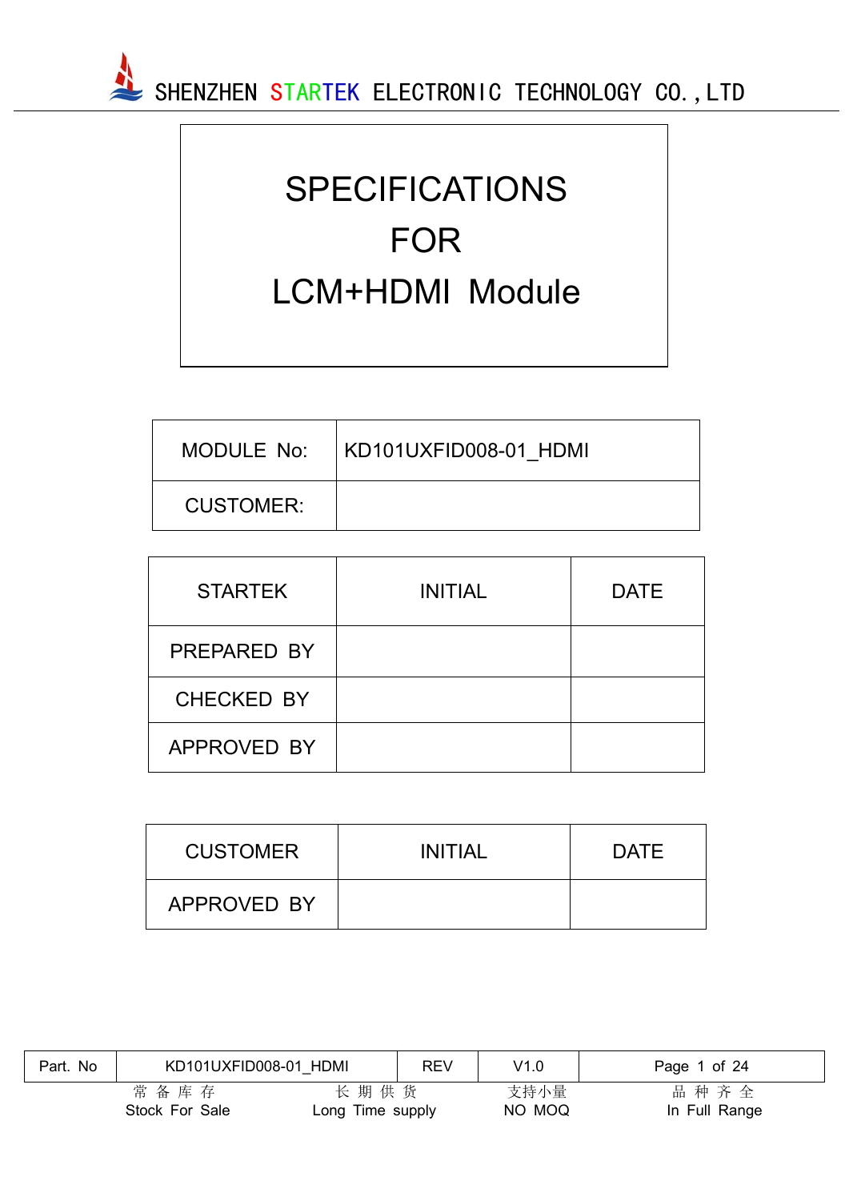SHENZHEN STARTEK ELECTRONIC TECHNOLOGY CO.,LTD

# SPECIFICATIONS FOR LCM+HDMI Module

| MODULE No: | KD101UXFID008-01_HDMI |
|---|---|
| CUSTOMER: | |

| STARTEK | INITIAL | DATE |
|---|---|---|
| PREPARED BY | | |
| CHECKED BY | | |
| APPROVED BY | | |

| CUSTOMER | INITIAL | DATE |
|---|---|---|
| APPROVED BY | | |

| Part. No | KD101UXFID008-01_HDMI | REV | V1.0 |
|---|---|---|---|

常备库存 Stock For Sale | 长期供货 Long Time supply | 支持小量 NO MOQ | 品种齐全 In Full Range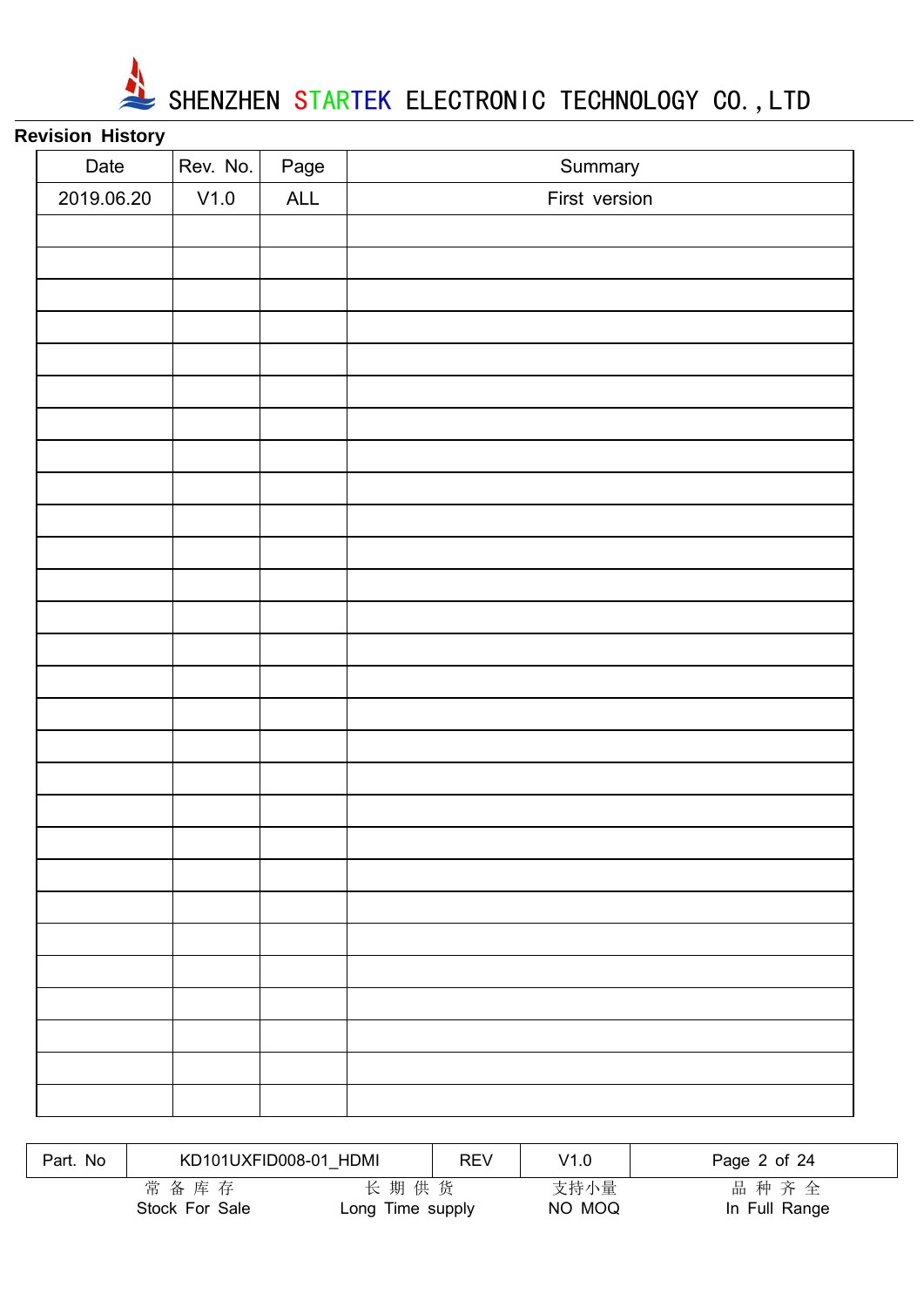## Revision History

| Date | Rev. No. | Page | Summary |
|---|---|---|---|
| 2019.06.20 | V1.0 | ALL | First version |
| | | | |
| | | | |
| | | | |
| | | | |
| | | | |
| | | | |
| | | | |
| | | | |
| | | | |
| | | | |
| | | | |
| | | | |
| | | | |
| | | | |
| | | | |
| | | | |
| | | | |
| | | | |
| | | | |
| | | | |
| | | | |
| | | | |
| | | | |
| | | | |
| | | | |
| | | | |
| | | | |
| | | | |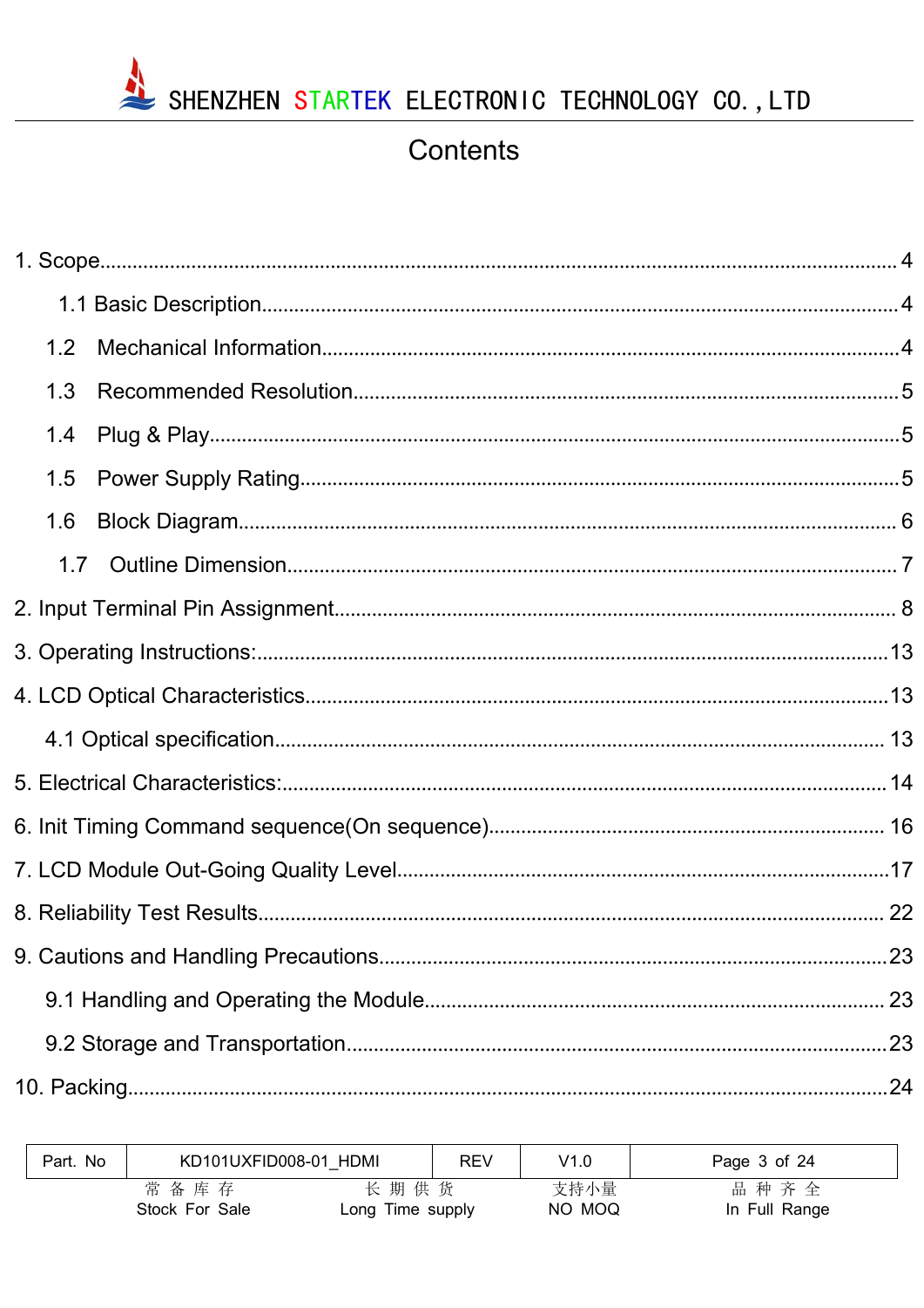# Contents

1. Scope........................................................................................................................................ 4
   - 1.1 Basic Description................................................................................................................... 4
   - 1.2 Mechanical Information............................................................................................................ 4
   - 1.3 Recommended Resolution........................................................................................................ 5
   - 1.4 Plug & Play................................................................................................................................ 5
   - 1.5 Power Supply Rating................................................................................................................ 5
   - 1.6 Block Diagram........................................................................................................................... 6
   - 1.7 Outline Dimension..................................................................................................................... 7
2. Input Terminal Pin Assignment.......................................................................................................... 8
3. Operating Instructions:.................................................................................................................... 13
4. LCD Optical Characteristics............................................................................................................. 13
   - 4.1 Optical specification................................................................................................................ 13
5. Electrical Characteristics:................................................................................................................. 14
6. Init Timing Command sequence(On sequence).............................................................................. 16
7. LCD Module Out-Going Quality Level............................................................................................. 17
8. Reliability Test Results..................................................................................................................... 22
9. Cautions and Handling Precautions................................................................................................ 23
   - 9.1 Handling and Operating the Module....................................................................................... 23
   - 9.2 Storage and Transportation.................................................................................................... 23
10. Packing.......................................................................................................................................... 24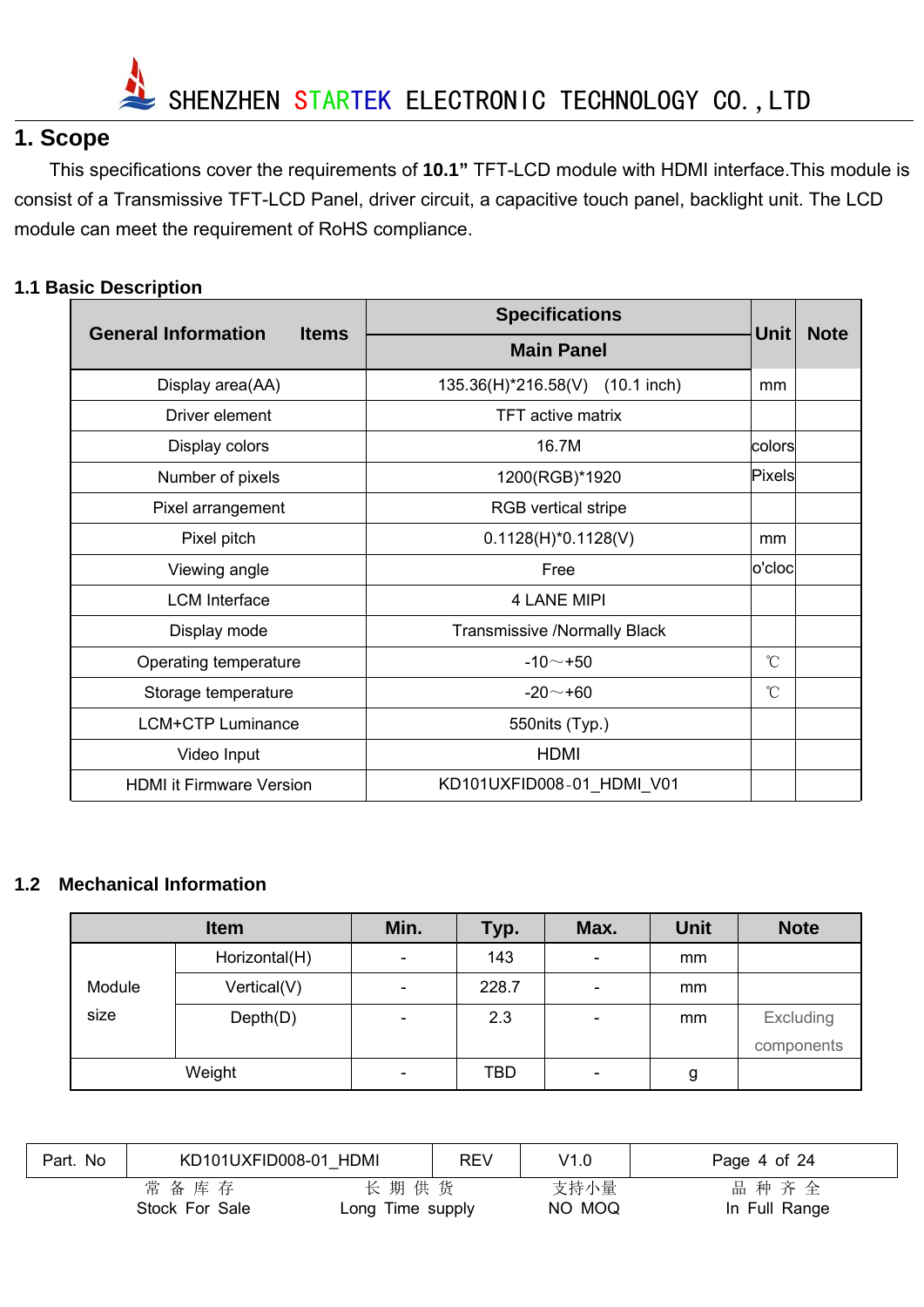# 1. Scope

This specifications cover the requirements of **10.1"** TFT-LCD module with HDMI interface.This module is consist of a Transmissive TFT-LCD Panel, driver circuit, a capacitive touch panel, backlight unit. The LCD module can meet the requirement of RoHS compliance.

## 1.1 Basic Description

| General Information Items | Specifications | Unit | Note |
|---|---|---|---|
| | Main Panel | | |
| Display area(AA) | 135.36(H)*216.58(V) (10.1 inch) | mm | |
| Driver element | TFT active matrix | | |
| Display colors | 16.7M | colors | |
| Number of pixels | 1200(RGB)*1920 | Pixels | |
| Pixel arrangement | RGB vertical stripe | | |
| Pixel pitch | 0.1128(H)*0.1128(V) | mm | |
| Viewing angle | Free | o'cloc | |
| LCM Interface | 4 LANE MIPI | | |
| Display mode | Transmissive /Normally Black | | |
| Operating temperature | -10～+50 | ℃ | |
| Storage temperature | -20～+60 | ℃ | |
| LCM+CTP Luminance | 550nits (Typ.) | | |
| Video Input | HDMI | | |
| HDMI it Firmware Version | KD101UXFID008-01_HDMI_V01 | | |

## 1.2 Mechanical Information

| Item | | Min. | Typ. | Max. | Unit | Note |
|---|---|---|---|---|---|---|
| Module size | Horizontal(H) | - | 143 | - | mm | |
| | Vertical(V) | - | 228.7 | - | mm | |
| | Depth(D) | - | 2.3 | - | mm | Excluding components |
| Weight | | - | TBD | - | g | |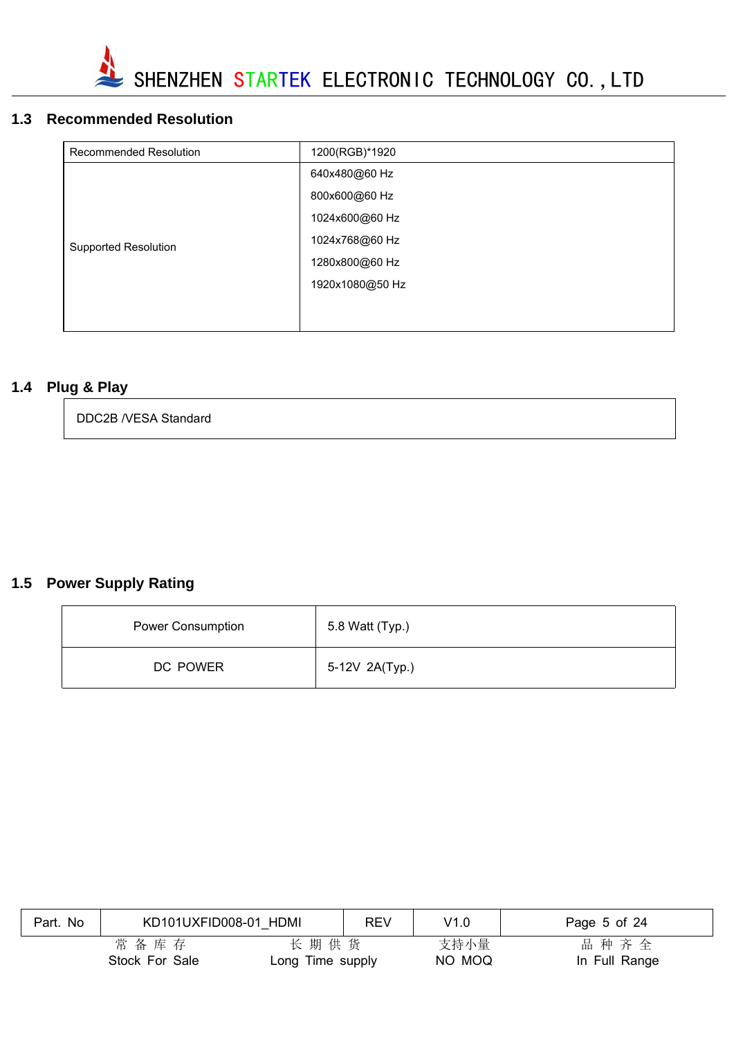## 1.3 Recommended Resolution

| Recommended Resolution | 1200(RGB)*1920 |
| --- | --- |
| Supported Resolution | 640x480@60 Hz<br>800x600@60 Hz<br>1024x600@60 Hz<br>1024x768@60 Hz<br>1280x800@60 Hz<br>1920x1080@50 Hz |

## 1.4 Plug & Play

DDC2B /VESA Standard

## 1.5 Power Supply Rating

| Power Consumption | 5.8 Watt (Typ.) |
| --- | --- |
| DC POWER | 5-12V 2A(Typ.) |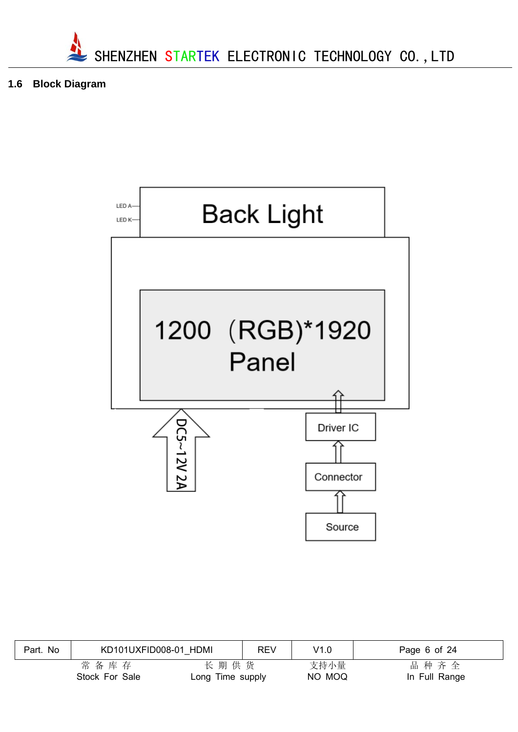## 1.6 Block Diagram

LED A

LED K

Back Light

1200 (RGB)*1920

Panel

DC5~12V 2A

Driver IC

Connector

Source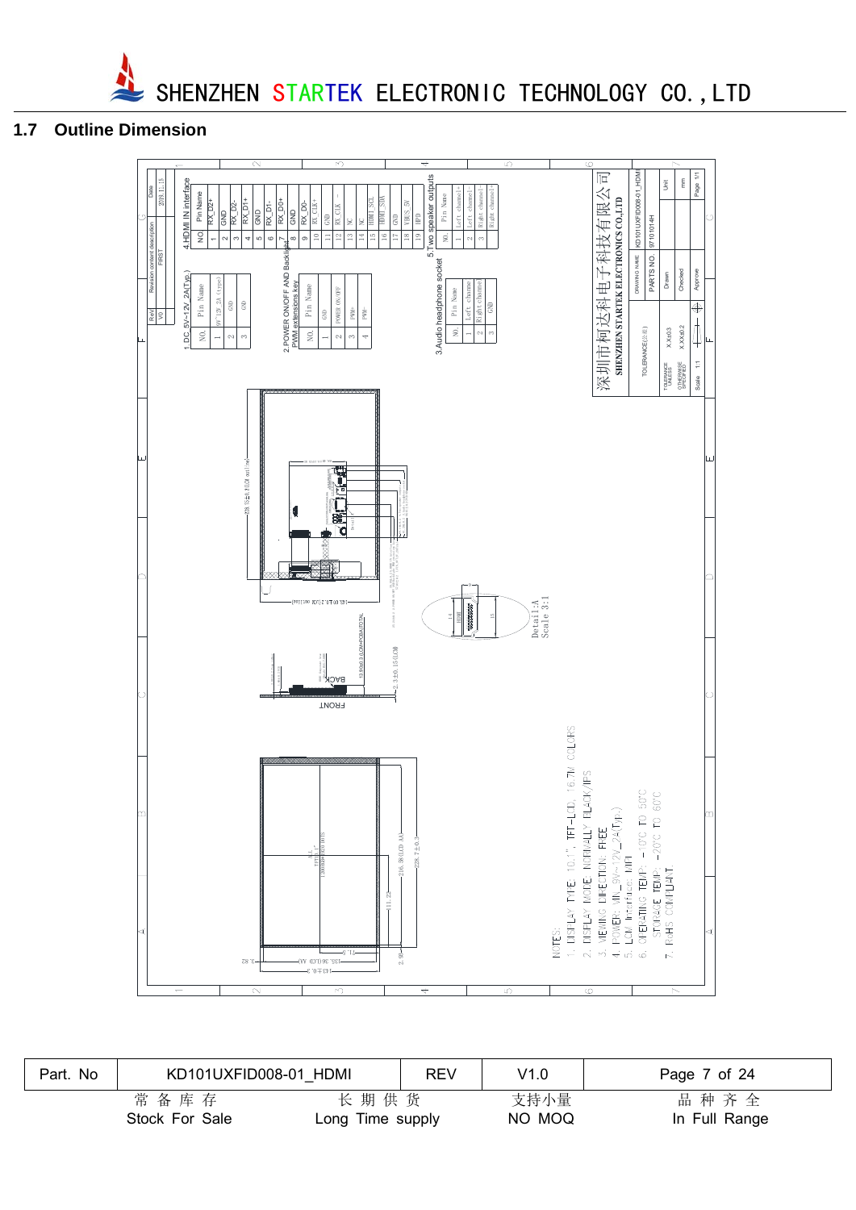## 1.7 Outline Dimension

**1.DC 5V~12V 2A(Typ.)**

| NO. | Pin Name |
|---|---|
| 1 | 9V~12V 2A (type) |
| 2 | GND |
| 3 | GND |

**2.POWER ON/OFF AND Backlight PWM extensions key**

| NO. | Pin Name |
|---|---|
| 1 | GND |
| 2 | POWER ON/OFF |
| 3 | PWM+ |
| 4 | PWM- |

**3.Audio headphone socket**

| NO. | Pin Name |
|---|---|
| 1 | Left channel |
| 2 | Right channel |
| 3 | GND |

**4.HDMI IN interface**

| NO | Pin Name |
|---|---|
| 1 | RX_D2+ |
| 2 | GND |
| 3 | RX_D2- |
| 4 | RX_D1+ |
| 5 | GND |
| 6 | RX_D1- |
| 7 | RX_D0+ |
| 8 | GND |
| 9 | RX_D0- |
| 10 | RX_CLK+ |
| 11 | GND |
| 12 | RX_CLK- |
| 13 | NC |
| 14 | NC |
| 15 | HDMI_SCL |
| 16 | HDMI_SDA |
| 17 | GND |
| 18 | VBUS_5V |
| 19 | HPD |

**5.Two speaker outputs**

| NO. | Pin Name |
|---|---|
| 1 | Left channel+ |
| 2 | Left channel- |
| 3 | Right channel- |
| 4 | Right channel+ |

| Rev | Revision content description | Date |
|---|---|---|
| V0 | FIRST | 2019.11.15 |

深圳市柯达科电子科技有限公司
SHENZHEN STARTEK ELECTRONICS CO.,LTD

| DRAWING NAME | KD101UXFID008-01_HDMI |
|---|---|
| PARTS NO. | 97101014H |
| Drawn | |
| Checked | |
| Approve | |
| Unit | mm |
| Scale | 1:1 |
| Page | 1/1 |

Detail:A Scale 3:1

NOTES:
1. DISPLAY TYPE: 10.1", TFT-LCD, 16.7M COLORS
2. DISPLAY MODE: NORMALLY BLACK/IPS
3. VIEWING DIRECTION: FREE
4. POWER: VIN_9V~12V_2A(Typ.)
5. LCM Interface: MIPI
6. OPERATING TEMP: -10℃ TO 50℃
7. STORAGE TEMP: -20℃ TO 60℃
7. RoHS COMPLIANT.

| Part. No | KD101UXFID008-01_HDMI | REV | V1.0 |
|---|---|---|---|

常备库存 Stock For Sale　　长期供货 Long Time supply　　支持小量 NO MOQ　　品种齐全 In Full Range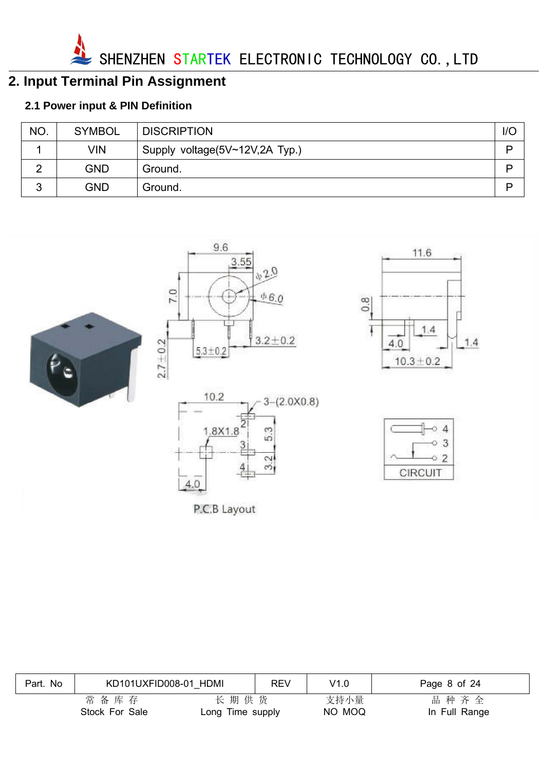## 2. Input Terminal Pin Assignment

### 2.1 Power input & PIN Definition

| NO. | SYMBOL | DISCRIPTION | I/O |
|---|---|---|---|
| 1 | VIN | Supply voltage(5V~12V,2A Typ.) | P |
| 2 | GND | Ground. | P |
| 3 | GND | Ground. | P |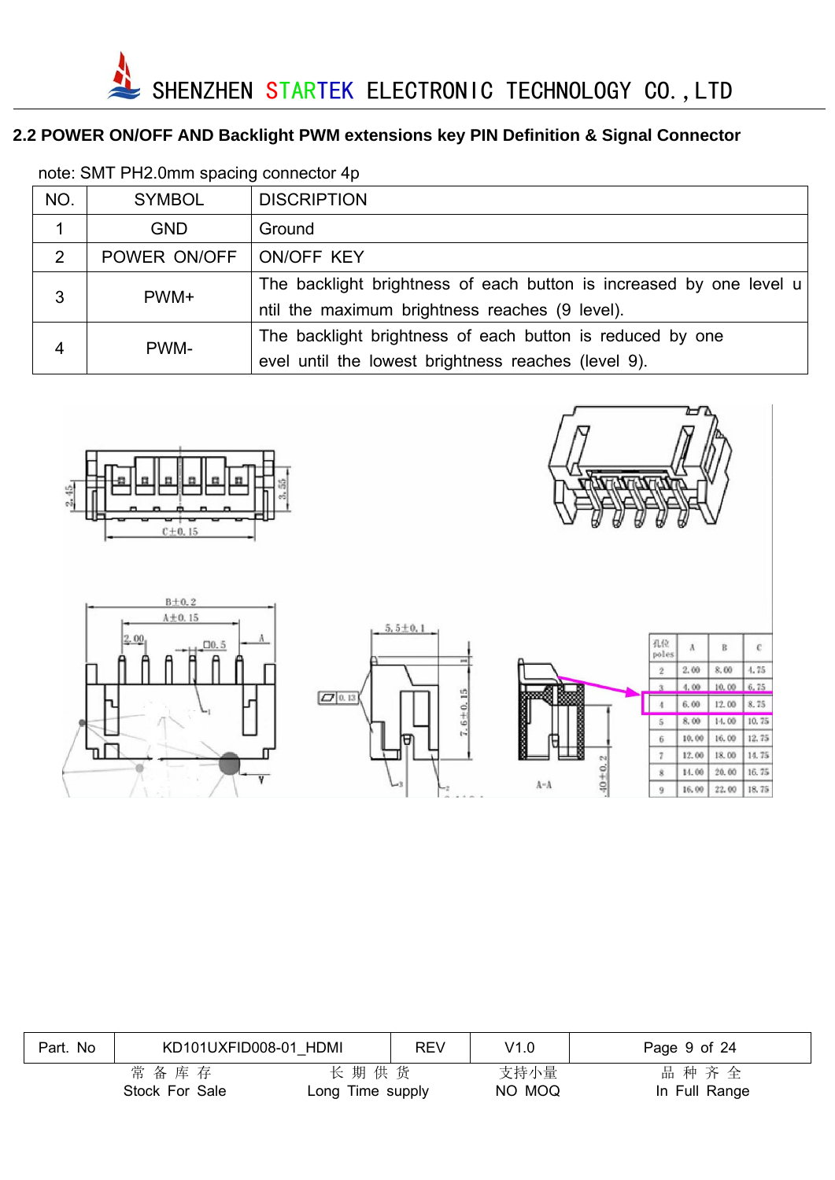## 2.2 POWER ON/OFF AND Backlight PWM extensions key PIN Definition & Signal Connector

note: SMT PH2.0mm spacing connector 4p

| NO. | SYMBOL | DISCRIPTION |
|---|---|---|
| 1 | GND | Ground |
| 2 | POWER ON/OFF | ON/OFF KEY |
| 3 | PWM+ | The backlight brightness of each button is increased by one level until the maximum brightness reaches (9 level). |
| 4 | PWM- | The backlight brightness of each button is reduced by one evel until the lowest brightness reaches (level 9). |

| 孔位 poles | A | B | C |
|---|---|---|---|
| 2 | 2.00 | 8.00 | 4.75 |
| 3 | 4.00 | 10.00 | 6.75 |
| 4 | 6.00 | 12.00 | 8.75 |
| 5 | 8.00 | 14.00 | 10.75 |
| 6 | 10.00 | 16.00 | 12.75 |
| 7 | 12.00 | 18.00 | 14.75 |
| 8 | 14.00 | 20.00 | 16.75 |
| 9 | 16.00 | 22.00 | 18.75 |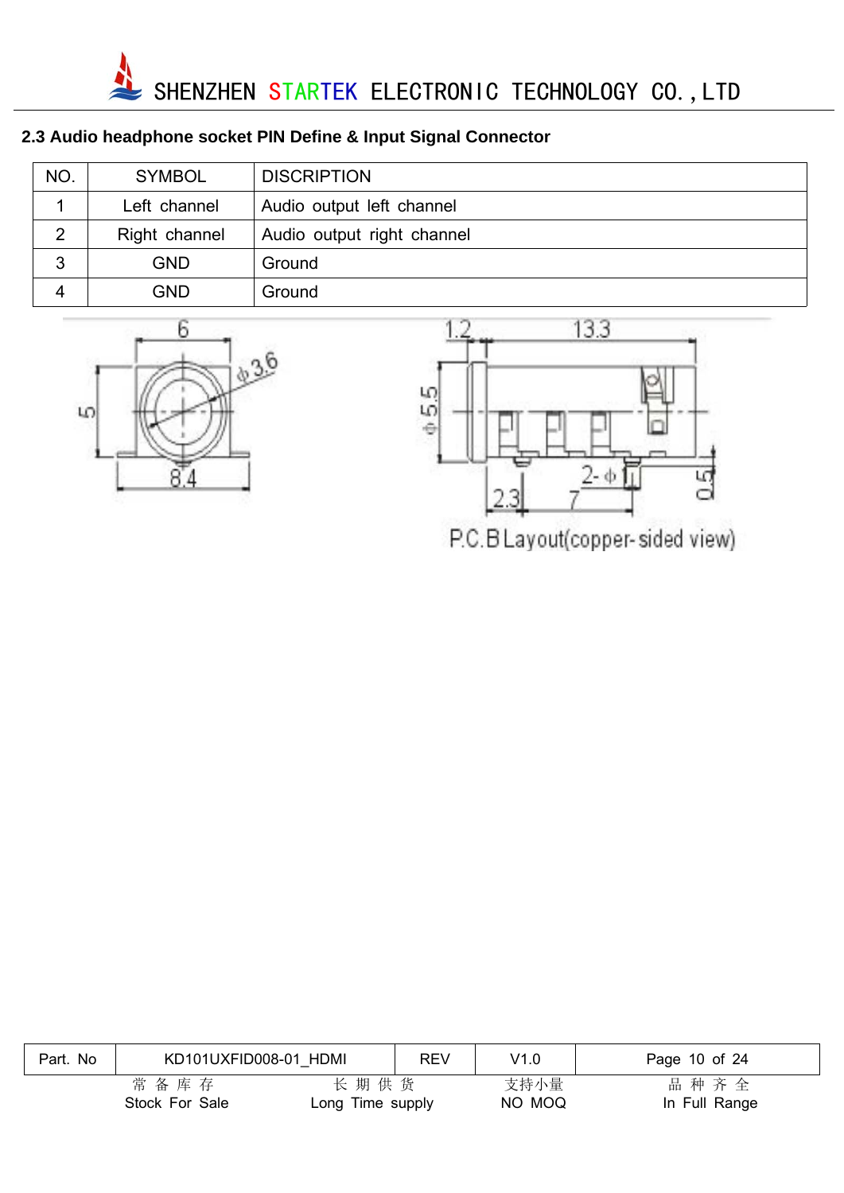## 2.3 Audio headphone socket PIN Define & Input Signal Connector

| NO. | SYMBOL | DISCRIPTION |
|---|---|---|
| 1 | Left channel | Audio output left channel |
| 2 | Right channel | Audio output right channel |
| 3 | GND | Ground |
| 4 | GND | Ground |

P.C.B Layout(copper-sided view)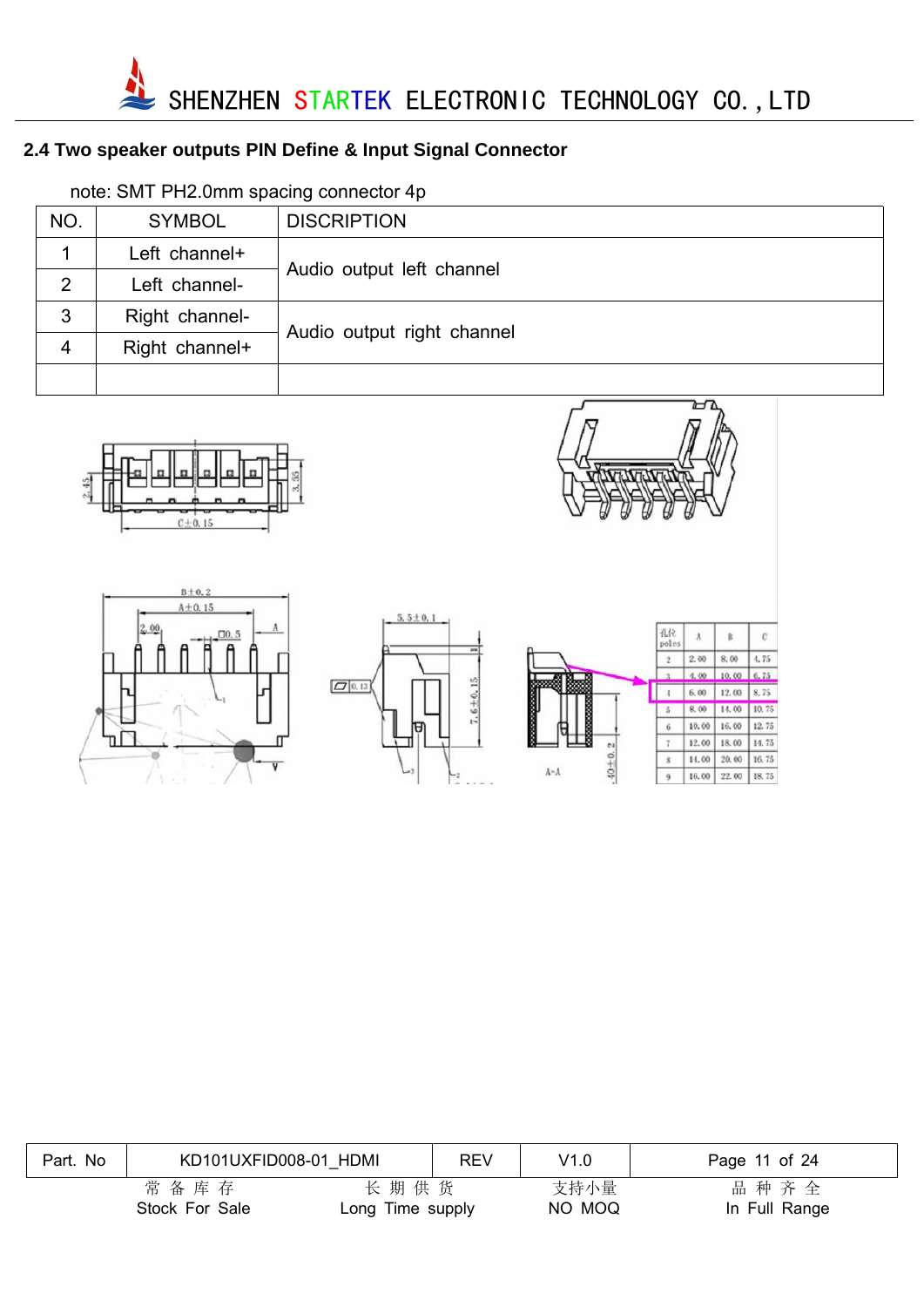## 2.4 Two speaker outputs PIN Define & Input Signal Connector

note: SMT PH2.0mm spacing connector 4p

| NO. | SYMBOL | DISCRIPTION |
|---|---|---|
| 1 | Left channel+ | Audio output left channel |
| 2 | Left channel- | |
| 3 | Right channel- | Audio output right channel |
| 4 | Right channel+ | |
| | | |

| 孔位 poles | A | B | C |
|---|---|---|---|
| 2 | 2.00 | 8.00 | 4.75 |
| 3 | 4.00 | 10.00 | 6.75 |
| 4 | 6.00 | 12.00 | 8.75 |
| 5 | 8.00 | 14.00 | 10.75 |
| 6 | 10.00 | 16.00 | 12.75 |
| 7 | 12.00 | 18.00 | 14.75 |
| 8 | 14.00 | 20.00 | 16.75 |
| 9 | 16.00 | 22.00 | 18.75 |

| Part. No | KD101UXFID008-01_HDMI | REV | V1.0 |
|---|---|---|---|

常备库存 Stock For Sale | 长期供货 Long Time supply | 支持小量 NO MOQ | 品种齐全 In Full Range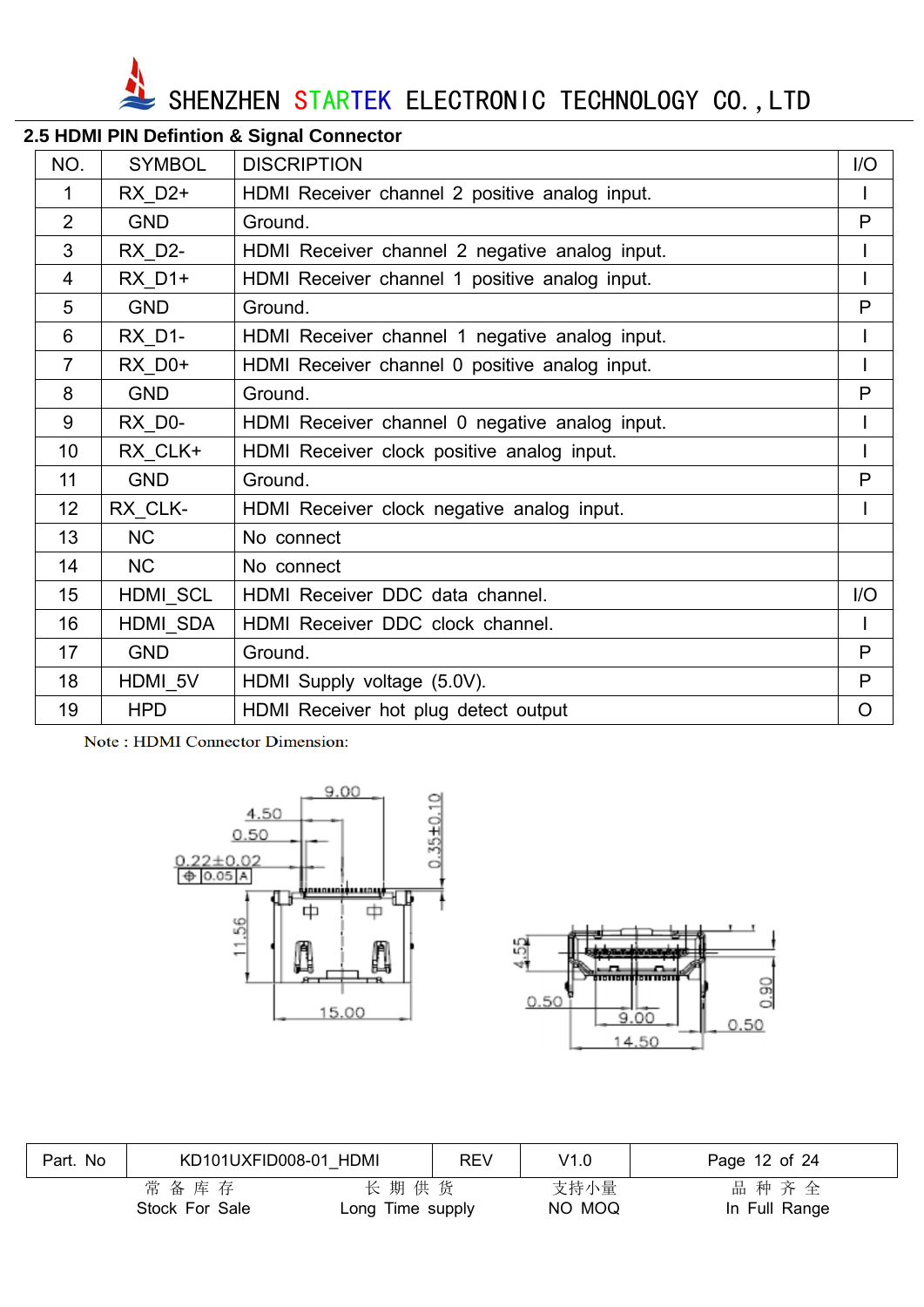## 2.5 HDMI PIN Defintion & Signal Connector

| NO. | SYMBOL | DISCRIPTION | I/O |
|---|---|---|---|
| 1 | RX_D2+ | HDMI Receiver channel 2 positive analog input. | I |
| 2 | GND | Ground. | P |
| 3 | RX_D2- | HDMI Receiver channel 2 negative analog input. | I |
| 4 | RX_D1+ | HDMI Receiver channel 1 positive analog input. | I |
| 5 | GND | Ground. | P |
| 6 | RX_D1- | HDMI Receiver channel 1 negative analog input. | I |
| 7 | RX_D0+ | HDMI Receiver channel 0 positive analog input. | I |
| 8 | GND | Ground. | P |
| 9 | RX_D0- | HDMI Receiver channel 0 negative analog input. | I |
| 10 | RX_CLK+ | HDMI Receiver clock positive analog input. | I |
| 11 | GND | Ground. | P |
| 12 | RX_CLK- | HDMI Receiver clock negative analog input. | I |
| 13 | NC | No connect | |
| 14 | NC | No connect | |
| 15 | HDMI_SCL | HDMI Receiver DDC data channel. | I/O |
| 16 | HDMI_SDA | HDMI Receiver DDC clock channel. | I |
| 17 | GND | Ground. | P |
| 18 | HDMI_5V | HDMI Supply voltage (5.0V). | P |
| 19 | HPD | HDMI Receiver hot plug detect output | O |

Note : HDMI Connector Dimension:

9.00
4.50
0.50
0.22±0.02
0.05 A
0.35±0.10
11.56
15.00

4.55
0.50
9.00
14.50
0.90
0.50

| Part. No | KD101UXFID008-01_HDMI | REV | V1.0 |
|---|---|---|---|

常备库存 Stock For Sale　　长期供货 Long Time supply　　支持小量 NO MOQ　　品种齐全 In Full Range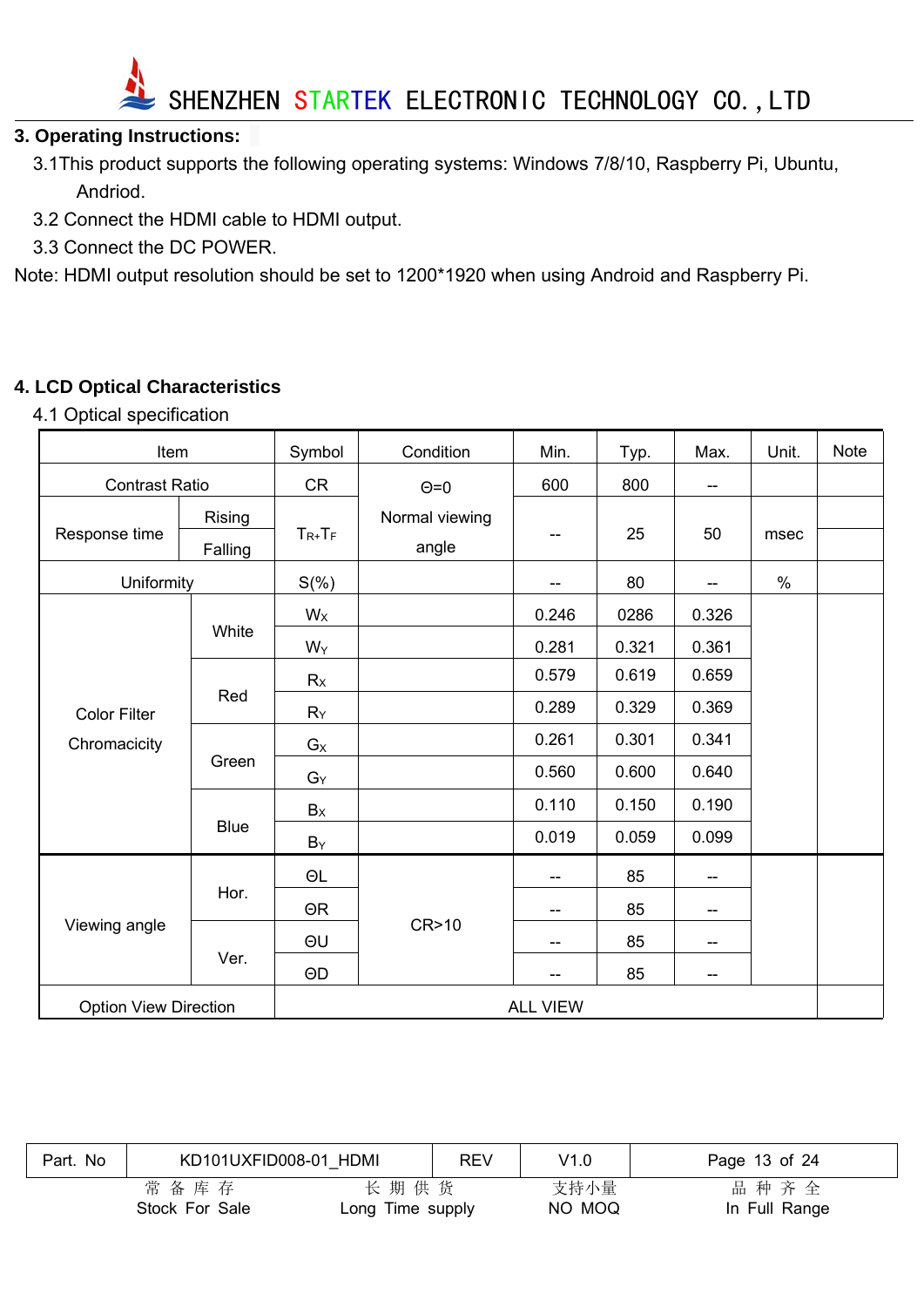## 3. Operating Instructions:

3.1This product supports the following operating systems: Windows 7/8/10, Raspberry Pi, Ubuntu, Andriod.

3.2 Connect the HDMI cable to HDMI output.

3.3 Connect the DC POWER.

Note: HDMI output resolution should be set to 1200*1920 when using Android and Raspberry Pi.

## 4. LCD Optical Characteristics

4.1 Optical specification

| Item | | Symbol | Condition | Min. | Typ. | Max. | Unit. | Note |
|---|---|---|---|---|---|---|---|---|
| Contrast Ratio | | CR | Θ=0 Normal viewing angle | 600 | 800 | -- | | |
| Response time | Rising | $T_{R}+T_{F}$ | | -- | 25 | 50 | msec | |
| | Falling | | | | | | | |
| Uniformity | | S(%) | | -- | 80 | -- | % | |
| Color Filter Chromacicity | White | $W_X$ | | 0.246 | 0286 | 0.326 | | |
| | | $W_Y$ | | 0.281 | 0.321 | 0.361 | | |
| | Red | $R_X$ | | 0.579 | 0.619 | 0.659 | | |
| | | $R_Y$ | | 0.289 | 0.329 | 0.369 | | |
| | Green | $G_X$ | | 0.261 | 0.301 | 0.341 | | |
| | | $G_Y$ | | 0.560 | 0.600 | 0.640 | | |
| | Blue | $B_X$ | | 0.110 | 0.150 | 0.190 | | |
| | | $B_Y$ | | 0.019 | 0.059 | 0.099 | | |
| Viewing angle | Hor. | ΘL | CR>10 | -- | 85 | -- | | |
| | | ΘR | | -- | 85 | -- | | |
| | Ver. | ΘU | | -- | 85 | -- | | |
| | | ΘD | | -- | 85 | -- | | |
| Option View Direction | | ALL VIEW | | | | | | |

| Part. No | KD101UXFID008-01_HDMI | REV | V1.0 |
|---|---|---|---|

常 备 库 存 Stock For Sale　　长 期 供 货 Long Time supply　　支持小量 NO MOQ　　品 种 齐 全 In Full Range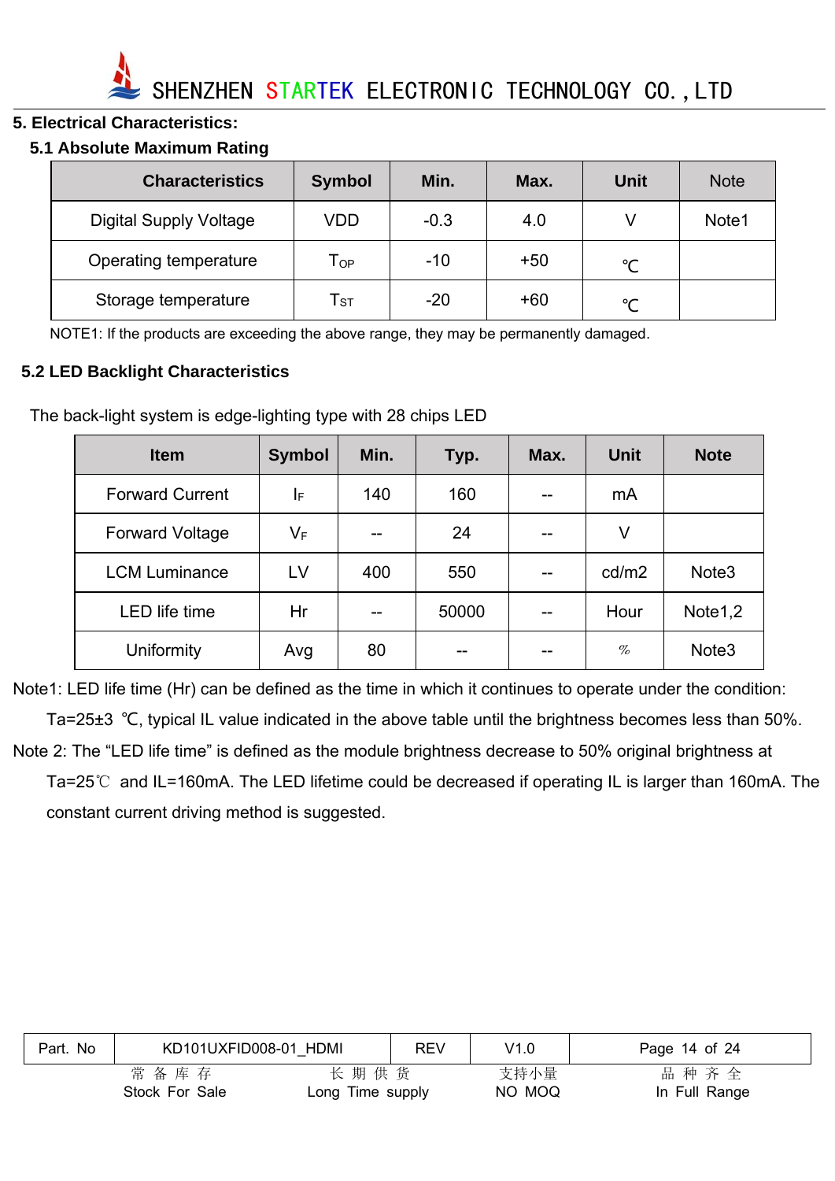## 5. Electrical Characteristics:

### 5.1 Absolute Maximum Rating

| Characteristics | Symbol | Min. | Max. | Unit | Note |
|---|---|---|---|---|---|
| Digital Supply Voltage | VDD | -0.3 | 4.0 | V | Note1 |
| Operating temperature | $T_{OP}$ | -10 | +50 | ℃ | |
| Storage temperature | $T_{ST}$ | -20 | +60 | ℃ | |

NOTE1: If the products are exceeding the above range, they may be permanently damaged.

### 5.2 LED Backlight Characteristics

The back-light system is edge-lighting type with 28 chips LED

| Item | Symbol | Min. | Typ. | Max. | Unit | Note |
|---|---|---|---|---|---|---|
| Forward Current | $I_F$ | 140 | 160 | -- | mA | |
| Forward Voltage | $V_F$ | -- | 24 | -- | V | |
| LCM Luminance | LV | 400 | 550 | -- | cd/m2 | Note3 |
| LED life time | Hr | -- | 50000 | -- | Hour | Note1,2 |
| Uniformity | Avg | 80 | -- | -- | % | Note3 |

Note1: LED life time (Hr) can be defined as the time in which it continues to operate under the condition: Ta=25±3 ℃, typical IL value indicated in the above table until the brightness becomes less than 50%.

Note 2: The “LED life time” is defined as the module brightness decrease to 50% original brightness at Ta=25℃ and IL=160mA. The LED lifetime could be decreased if operating IL is larger than 160mA. The constant current driving method is suggested.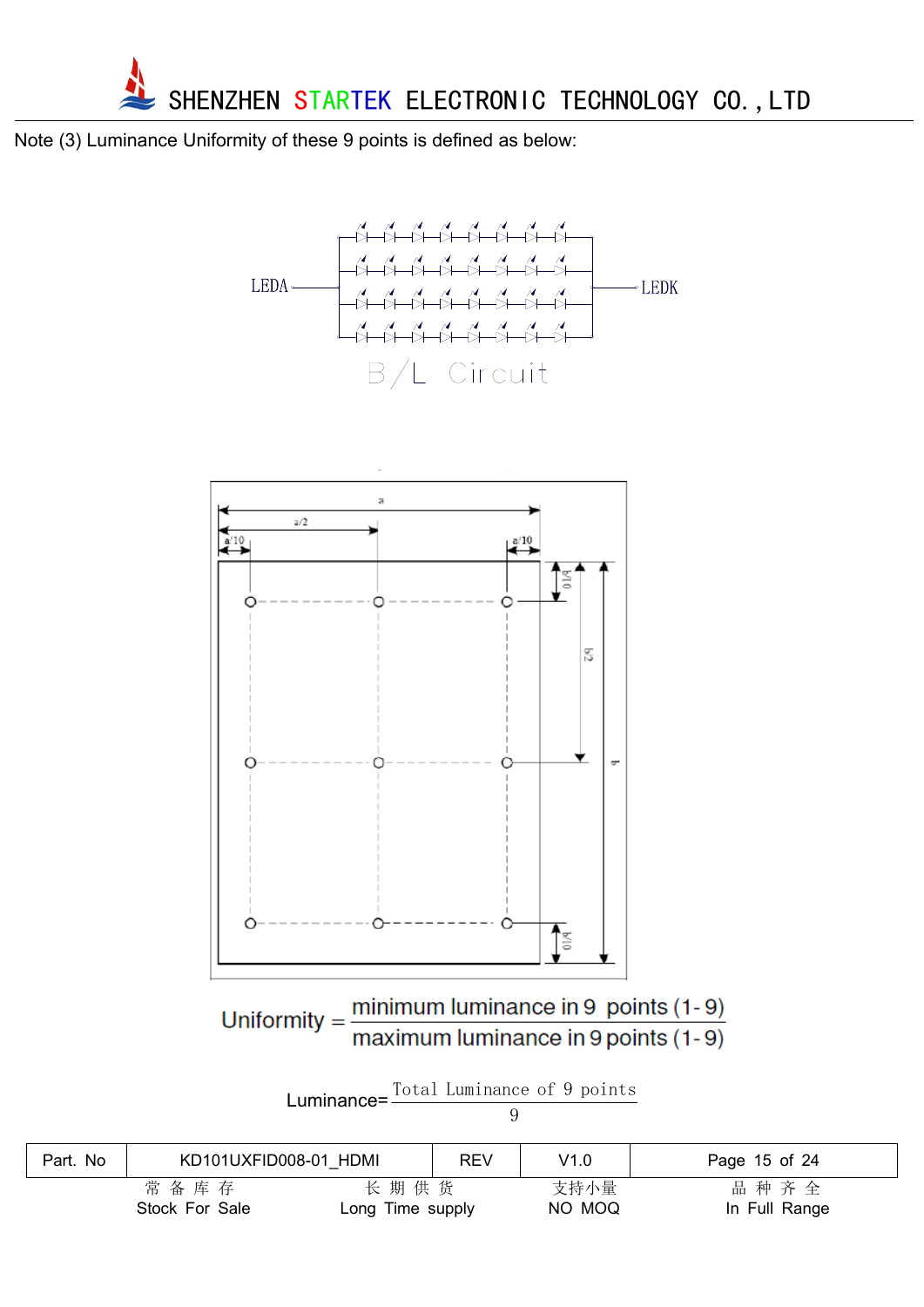Note (3) Luminance Uniformity of these 9 points is defined as below:

LEDA LEDK

B/L Circuit

a a/2 a/10 a/10 b/10 b/2 b b/10

$$\text{Uniformity} = \frac{\text{minimum luminance in 9 points (1-9)}}{\text{maximum luminance in 9 points (1-9)}}$$

$$\text{Luminance} = \frac{\text{Total Luminance of 9 points}}{9}$$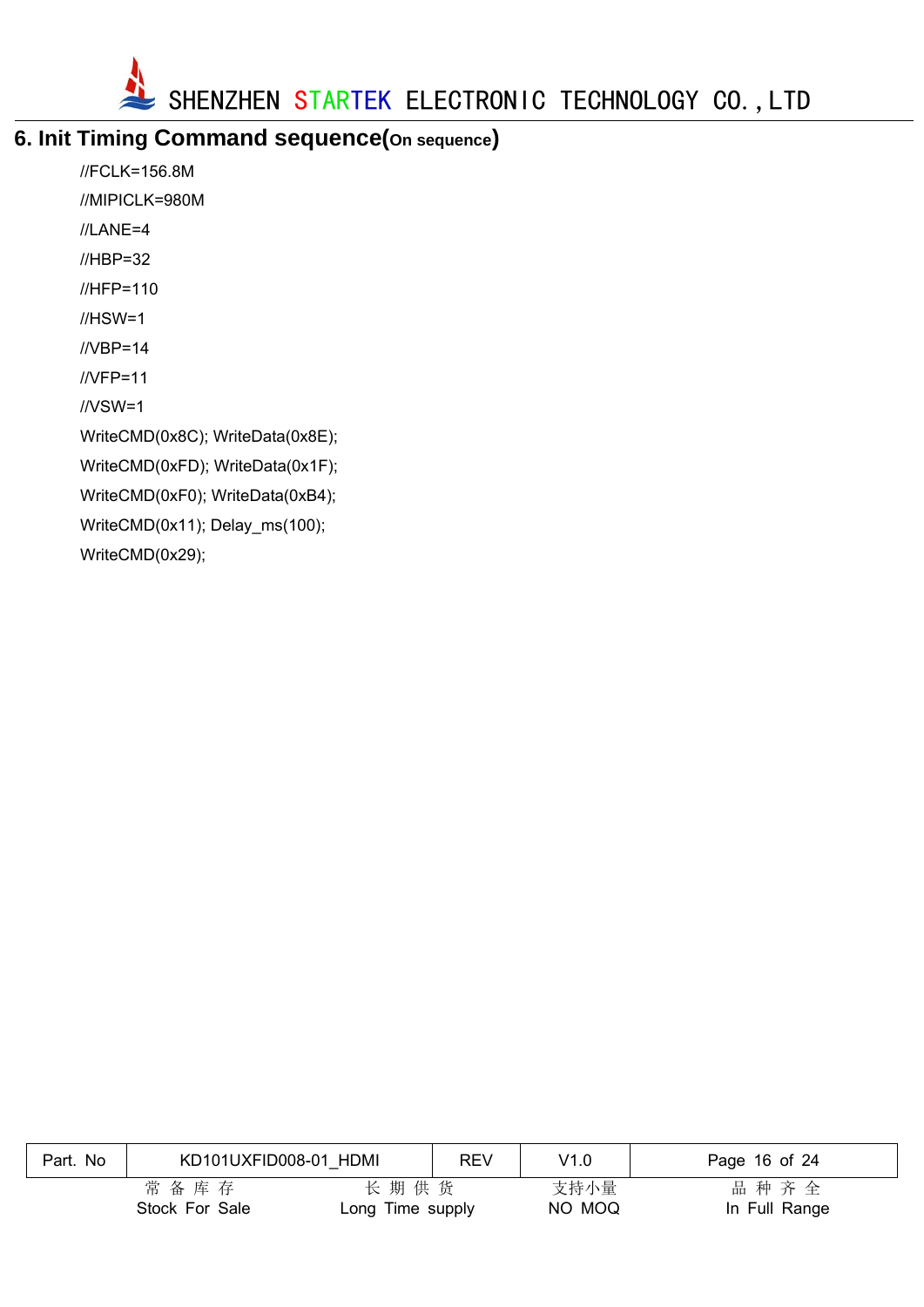## 6. Init Timing Command sequence(On sequence)

```
//FCLK=156.8M
//MIPICLK=980M
//LANE=4
//HBP=32
//HFP=110
//HSW=1
//VBP=14
//VFP=11
//VSW=1
WriteCMD(0x8C); WriteData(0x8E);
WriteCMD(0xFD); WriteData(0x1F);
WriteCMD(0xF0); WriteData(0xB4);
WriteCMD(0x11); Delay_ms(100);
WriteCMD(0x29);
```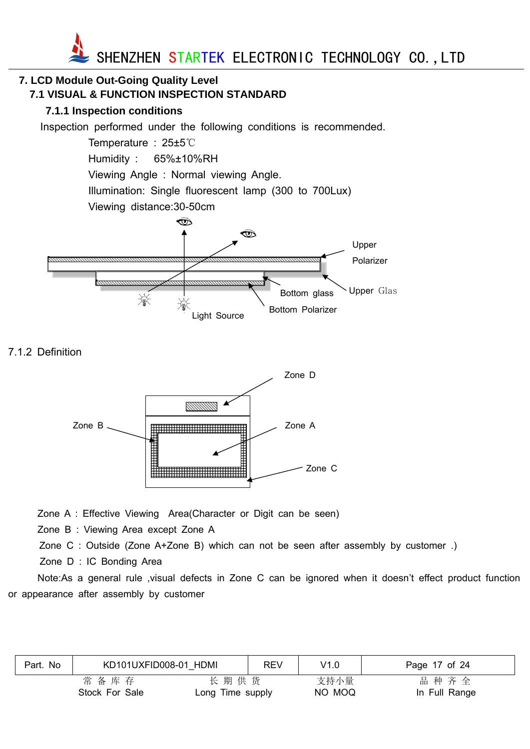## 7. LCD Module Out-Going Quality Level

### 7.1 VISUAL & FUNCTION INSPECTION STANDARD

#### 7.1.1 Inspection conditions

Inspection performed under the following conditions is recommended.

Temperature : 25±5℃

Humidity : 65%±10%RH

Viewing Angle : Normal viewing Angle.

Illumination: Single fluorescent lamp (300 to 700Lux)

Viewing distance:30-50cm

Upper Polarizer

Upper Glas

Bottom glass

Bottom Polarizer

Light Source

#### 7.1.2 Definition

Zone D

Zone B

Zone A

Zone C

Zone A : Effective Viewing Area(Character or Digit can be seen)

Zone B : Viewing Area except Zone A

Zone C : Outside (Zone A+Zone B) which can not be seen after assembly by customer .)

Zone D : IC Bonding Area

Note:As a general rule ,visual defects in Zone C can be ignored when it doesn't effect product function or appearance after assembly by customer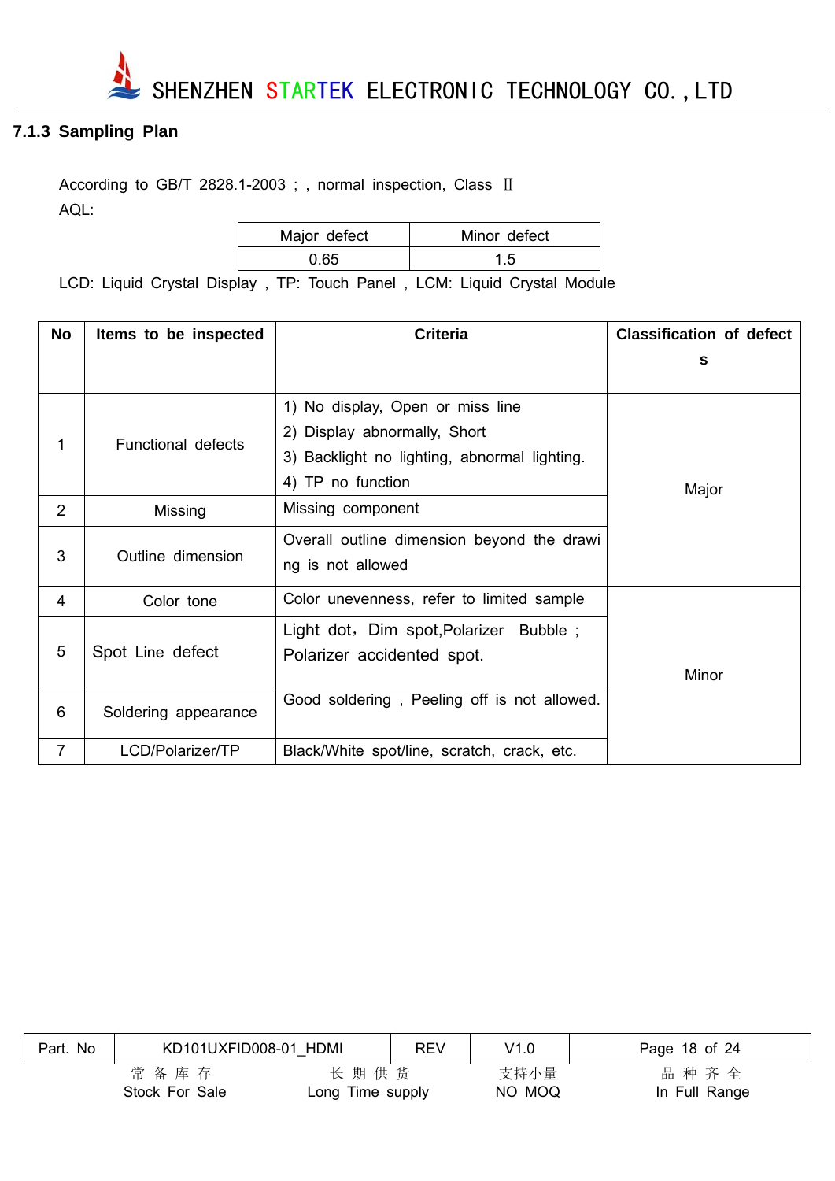### 7.1.3 Sampling Plan

According to GB/T 2828.1-2003 ; , normal inspection, Class Ⅱ

AQL:

| Major defect | Minor defect |
|---|---|
| 0.65 | 1.5 |

LCD: Liquid Crystal Display , TP: Touch Panel , LCM: Liquid Crystal Module

| No | Items to be inspected | Criteria | Classification of defects |
|---|---|---|---|
| 1 | Functional defects | 1) No display, Open or miss line<br>2) Display abnormally, Short<br>3) Backlight no lighting, abnormal lighting.<br>4) TP no function | Major |
| 2 | Missing | Missing component | |
| 3 | Outline dimension | Overall outline dimension beyond the drawing is not allowed | |
| 4 | Color tone | Color unevenness, refer to limited sample | Minor |
| 5 | Spot Line defect | Light dot，Dim spot,Polarizer Bubble ; Polarizer accidented spot. | |
| 6 | Soldering appearance | Good soldering , Peeling off is not allowed. | |
| 7 | LCD/Polarizer/TP | Black/White spot/line, scratch, crack, etc. | |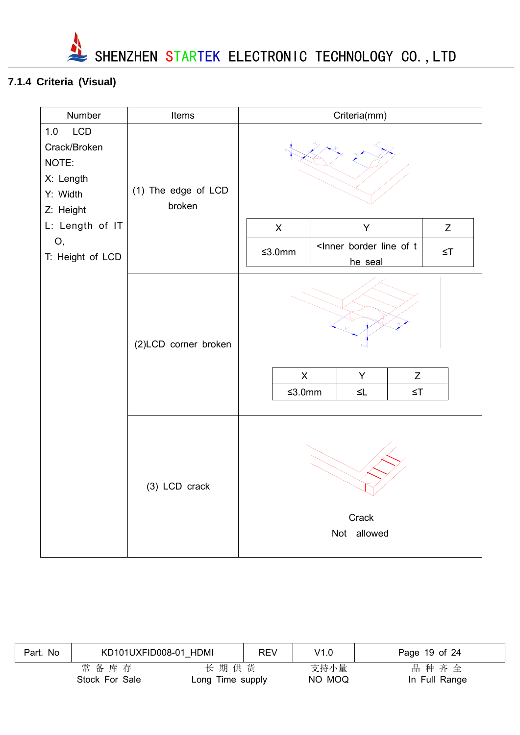### 7.1.4 Criteria (Visual)

| Number | Items | Criteria(mm) |
|---|---|---|
| 1.0 LCD Crack/Broken<br>NOTE:<br>X: Length<br>Y: Width<br>Z: Height<br>L: Length of ITO,<br>T: Height of LCD | (1) The edge of LCD broken | X: ≤3.0mm; Y: <Inner border line of the seal; Z: ≤T |
| | (2)LCD corner broken | X: ≤3.0mm; Y: ≤L; Z: ≤T |
| | (3) LCD crack | Crack Not allowed |

| X | Y | Z |
|---|---|---|
| ≤3.0mm | <Inner border line of the seal | ≤T |

| X | Y | Z |
|---|---|---|
| ≤3.0mm | ≤L | ≤T |

Crack
Not allowed

| Part. No | KD101UXFID008-01_HDMI | REV | V1.0 |
|---|---|---|---|

常备库存 Stock For Sale　长期供货 Long Time supply　支持小量 NO MOQ　品种齐全 In Full Range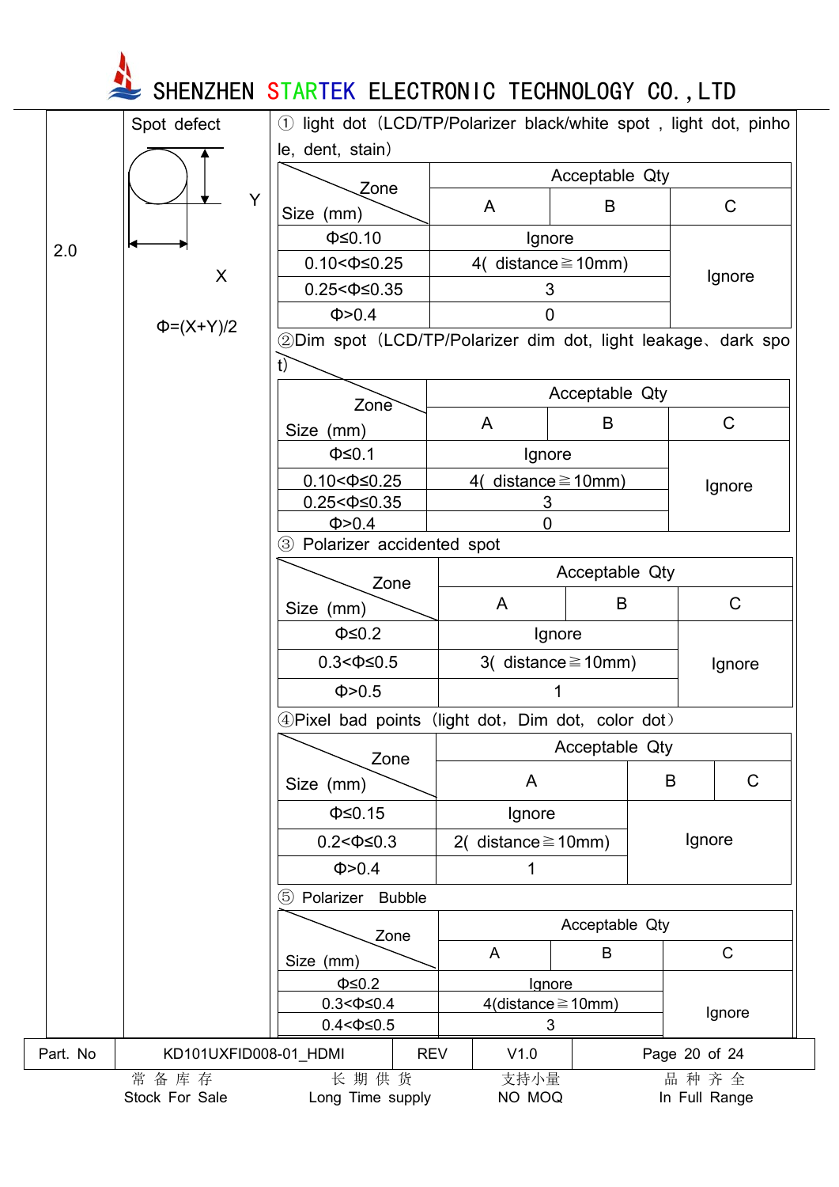2.0

Spot defect

Y

X

Φ=(X+Y)/2

① light dot (LCD/TP/Polarizer black/white spot , light dot, pinhole, dent, stain)

| Size (mm) \ Zone | Acceptable Qty A | Acceptable Qty B | Acceptable Qty C |
|---|---|---|---|
| Φ≤0.10 | Ignore | | Ignore |
| 0.10<Φ≤0.25 | 4( distance≧10mm) | | Ignore |
| 0.25<Φ≤0.35 | 3 | | Ignore |
| Φ>0.4 | 0 | | Ignore |

②Dim spot (LCD/TP/Polarizer dim dot, light leakage、dark spot)

| Size (mm) \ Zone | Acceptable Qty A | Acceptable Qty B | Acceptable Qty C |
|---|---|---|---|
| Φ≤0.1 | Ignore | | Ignore |
| 0.10<Φ≤0.25 | 4( distance≧10mm) | | Ignore |
| 0.25<Φ≤0.35 | 3 | | Ignore |
| Φ>0.4 | 0 | | Ignore |

③ Polarizer accidented spot

| Size (mm) \ Zone | Acceptable Qty A | Acceptable Qty B | Acceptable Qty C |
|---|---|---|---|
| Φ≤0.2 | Ignore | | Ignore |
| 0.3<Φ≤0.5 | 3( distance≧10mm) | | Ignore |
| Φ>0.5 | 1 | | Ignore |

④Pixel bad points (light dot, Dim dot, color dot)

| Size (mm) \ Zone | Acceptable Qty A | Acceptable Qty B | Acceptable Qty C |
|---|---|---|---|
| Φ≤0.15 | Ignore | Ignore | |
| 0.2<Φ≤0.3 | 2( distance≧10mm) | Ignore | |
| Φ>0.4 | 1 | Ignore | |

⑤ Polarizer Bubble

| Size (mm) \ Zone | Acceptable Qty A | Acceptable Qty B | Acceptable Qty C |
|---|---|---|---|
| Φ≤0.2 | Ignore | | Ignore |
| 0.3<Φ≤0.4 | 4(distance≧10mm) | | Ignore |
| 0.4<Φ≤0.5 | 3 | | Ignore |

| Part. No | KD101UXFID008-01_HDMI | REV | V1.0 |
|---|---|---|---|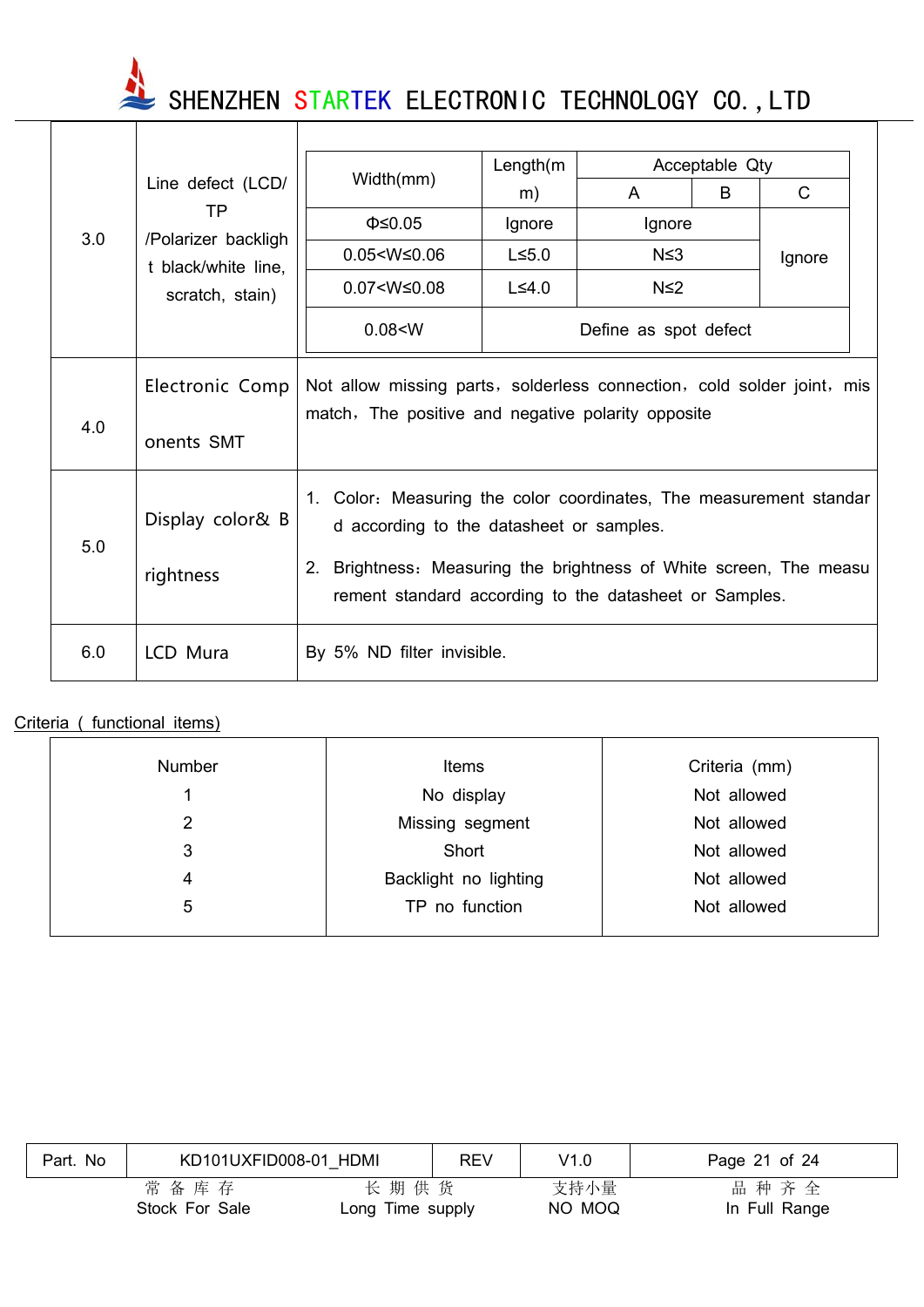| 3.0 | Line defect (LCD/ TP /Polarizer backlight black/white line, scratch, stain) | | | | | |
|---|---|---|---|---|---|---|
| | | Width(mm) | Length(mm) | Acceptable Qty | | |
| | | | | A | B | C |
| | | Φ≤0.05 | Ignore | Ignore | | Ignore |
| | | 0.05<W≤0.06 | L≤5.0 | N≤3 | | Ignore |
| | | 0.07<W≤0.08 | L≤4.0 | N≤2 | | Ignore |
| | | 0.08<W | Define as spot defect | | | |
| 4.0 | Electronic Components SMT | Not allow missing parts，solderless connection，cold solder joint，mismatch，The positive and negative polarity opposite | | | | |
| 5.0 | Display color& Brightness | 1. Color：Measuring the color coordinates, The measurement standard according to the datasheet or samples.<br>2. Brightness：Measuring the brightness of White screen, The measurement standard according to the datasheet or Samples. | | | | |
| 6.0 | LCD Mura | By 5% ND filter invisible. | | | | |

Criteria ( functional items)

| Number | Items | Criteria (mm) |
|---|---|---|
| 1 | No display | Not allowed |
| 2 | Missing segment | Not allowed |
| 3 | Short | Not allowed |
| 4 | Backlight no lighting | Not allowed |
| 5 | TP no function | Not allowed |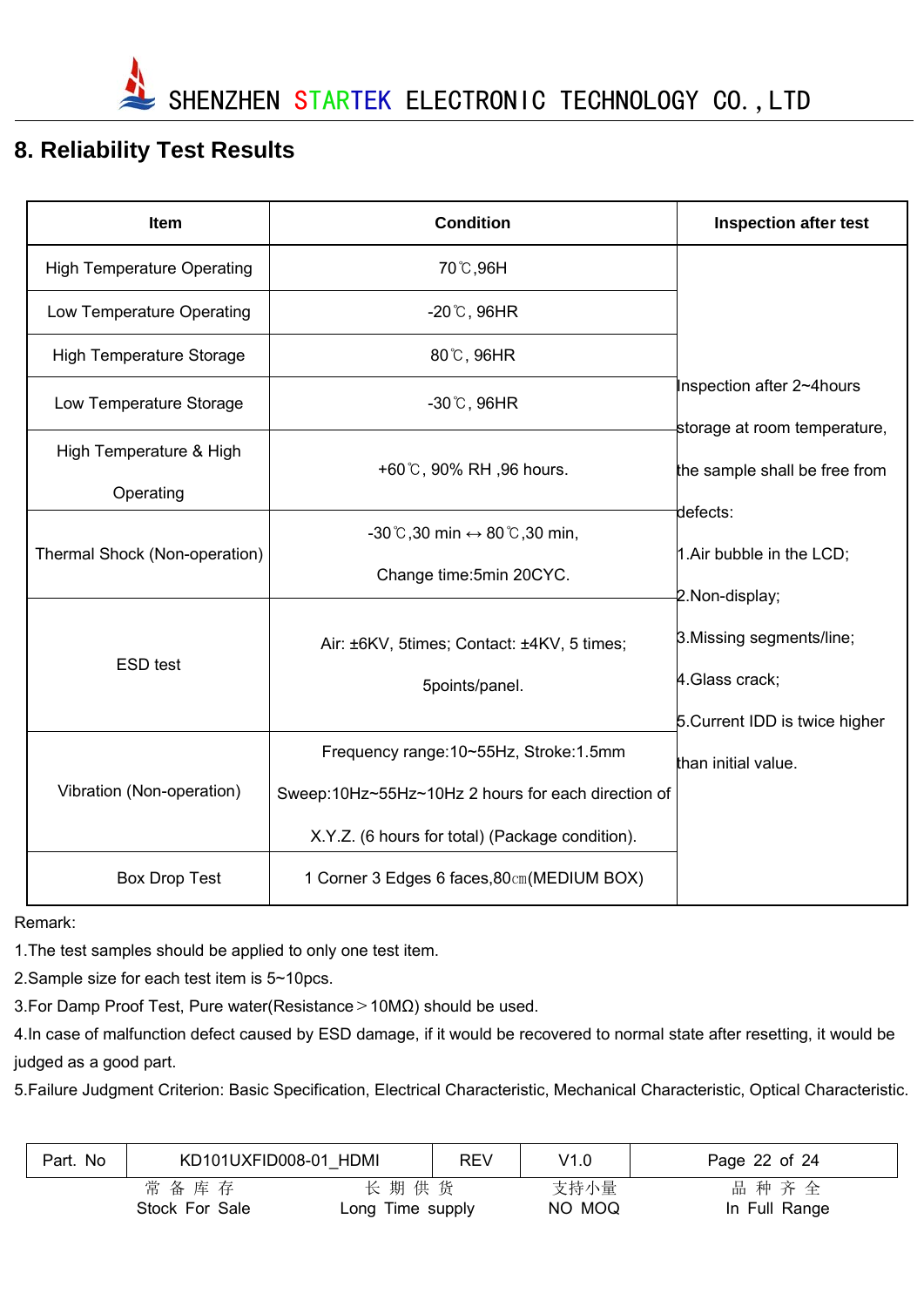## 8. Reliability Test Results

| Item | Condition | Inspection after test |
|---|---|---|
| High Temperature Operating | 70℃,96H | Inspection after 2~4hours storage at room temperature, the sample shall be free from defects:<br>1.Air bubble in the LCD;<br>2.Non-display;<br>3.Missing segments/line;<br>4.Glass crack;<br>5.Current IDD is twice higher than initial value. |
| Low Temperature Operating | -20℃, 96HR | |
| High Temperature Storage | 80℃, 96HR | |
| Low Temperature Storage | -30℃, 96HR | |
| High Temperature & High Operating | +60℃, 90% RH ,96 hours. | |
| Thermal Shock (Non-operation) | -30℃,30 min ↔ 80℃,30 min,<br>Change time:5min 20CYC. | |
| ESD test | Air: ±6KV, 5times; Contact: ±4KV, 5 times;<br>5points/panel. | |
| Vibration (Non-operation) | Frequency range:10~55Hz, Stroke:1.5mm<br>Sweep:10Hz~55Hz~10Hz 2 hours for each direction of X.Y.Z. (6 hours for total) (Package condition). | |
| Box Drop Test | 1 Corner 3 Edges 6 faces,80㎝(MEDIUM BOX) | |

Remark:

1.The test samples should be applied to only one test item.

2.Sample size for each test item is 5~10pcs.

3.For Damp Proof Test, Pure water(Resistance＞10MΩ) should be used.

4.In case of malfunction defect caused by ESD damage, if it would be recovered to normal state after resetting, it would be judged as a good part.

5.Failure Judgment Criterion: Basic Specification, Electrical Characteristic, Mechanical Characteristic, Optical Characteristic.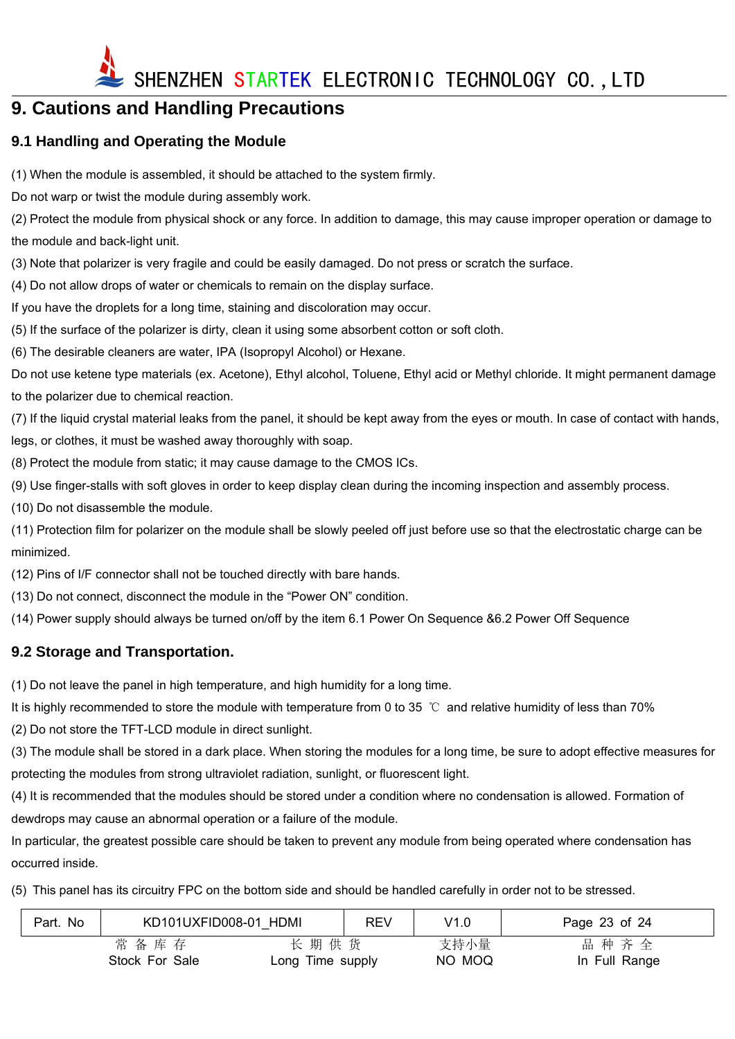## 9. Cautions and Handling Precautions

### 9.1 Handling and Operating the Module

(1) When the module is assembled, it should be attached to the system firmly.

Do not warp or twist the module during assembly work.

(2) Protect the module from physical shock or any force. In addition to damage, this may cause improper operation or damage to the module and back-light unit.

(3) Note that polarizer is very fragile and could be easily damaged. Do not press or scratch the surface.

(4) Do not allow drops of water or chemicals to remain on the display surface.

If you have the droplets for a long time, staining and discoloration may occur.

(5) If the surface of the polarizer is dirty, clean it using some absorbent cotton or soft cloth.

(6) The desirable cleaners are water, IPA (Isopropyl Alcohol) or Hexane.

Do not use ketene type materials (ex. Acetone), Ethyl alcohol, Toluene, Ethyl acid or Methyl chloride. It might permanent damage to the polarizer due to chemical reaction.

(7) If the liquid crystal material leaks from the panel, it should be kept away from the eyes or mouth. In case of contact with hands, legs, or clothes, it must be washed away thoroughly with soap.

(8) Protect the module from static; it may cause damage to the CMOS ICs.

(9) Use finger-stalls with soft gloves in order to keep display clean during the incoming inspection and assembly process.

(10) Do not disassemble the module.

(11) Protection film for polarizer on the module shall be slowly peeled off just before use so that the electrostatic charge can be minimized.

(12) Pins of I/F connector shall not be touched directly with bare hands.

(13) Do not connect, disconnect the module in the "Power ON" condition.

(14) Power supply should always be turned on/off by the item 6.1 Power On Sequence &6.2 Power Off Sequence

### 9.2 Storage and Transportation.

(1) Do not leave the panel in high temperature, and high humidity for a long time.

It is highly recommended to store the module with temperature from 0 to 35 ℃ and relative humidity of less than 70%

(2) Do not store the TFT-LCD module in direct sunlight.

(3) The module shall be stored in a dark place. When storing the modules for a long time, be sure to adopt effective measures for protecting the modules from strong ultraviolet radiation, sunlight, or fluorescent light.

(4) It is recommended that the modules should be stored under a condition where no condensation is allowed. Formation of dewdrops may cause an abnormal operation or a failure of the module.

In particular, the greatest possible care should be taken to prevent any module from being operated where condensation has occurred inside.

(5) This panel has its circuitry FPC on the bottom side and should be handled carefully in order not to be stressed.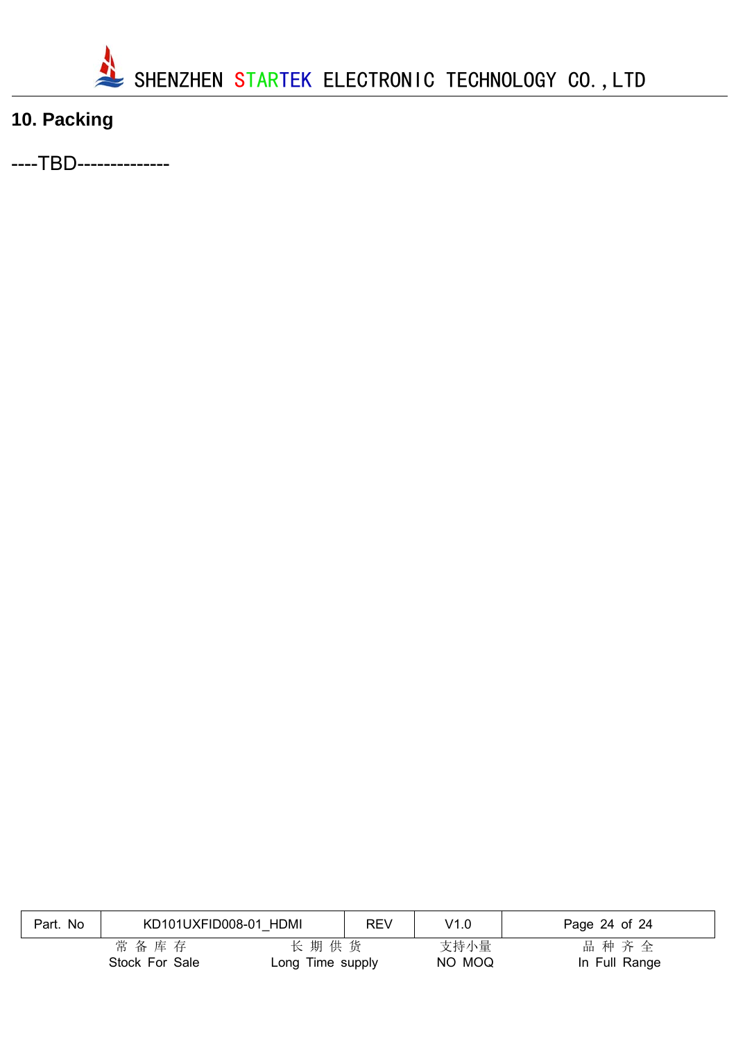## 10. Packing

----TBD--------------